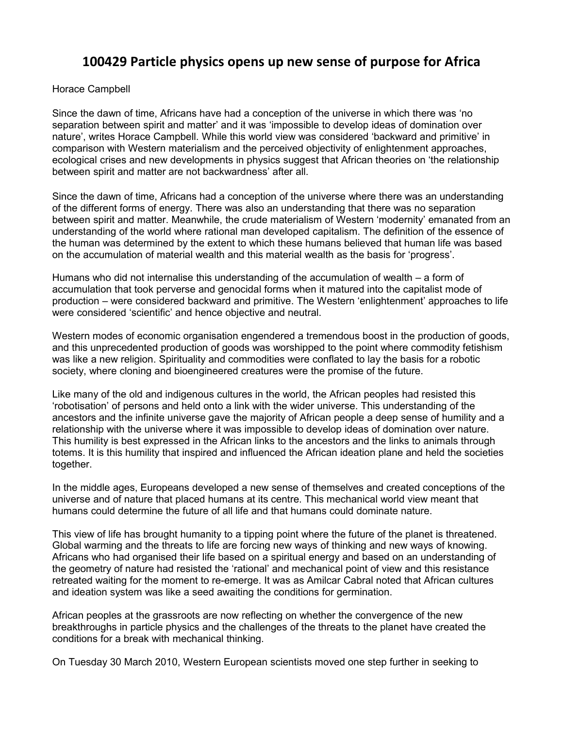# 100429 Particle physics opens up new sense of purpose for Africa

Horace Campbell

Since the dawn of time, Africans have had a conception of the universe in which there was 'no separation between spirit and matter' and it was 'impossible to develop ideas of domination over nature', writes Horace Campbell. While this world view was considered 'backward and primitive' in comparison with Western materialism and the perceived objectivity of enlightenment approaches, ecological crises and new developments in physics suggest that African theories on 'the relationship between spirit and matter are not backwardness' after all.

Since the dawn of time, Africans had a conception of the universe where there was an understanding of the different forms of energy. There was also an understanding that there was no separation between spirit and matter. Meanwhile, the crude materialism of Western 'modernity' emanated from an understanding of the world where rational man developed capitalism. The definition of the essence of the human was determined by the extent to which these humans believed that human life was based on the accumulation of material wealth and this material wealth as the basis for 'progress'.

Humans who did not internalise this understanding of the accumulation of wealth – a form of accumulation that took perverse and genocidal forms when it matured into the capitalist mode of production – were considered backward and primitive. The Western 'enlightenment' approaches to life were considered 'scientific' and hence objective and neutral.

Western modes of economic organisation engendered a tremendous boost in the production of goods, and this unprecedented production of goods was worshipped to the point where commodity fetishism was like a new religion. Spirituality and commodities were conflated to lay the basis for a robotic society, where cloning and bioengineered creatures were the promise of the future.

Like many of the old and indigenous cultures in the world, the African peoples had resisted this 'robotisation' of persons and held onto a link with the wider universe. This understanding of the ancestors and the infinite universe gave the majority of African people a deep sense of humility and a relationship with the universe where it was impossible to develop ideas of domination over nature. This humility is best expressed in the African links to the ancestors and the links to animals through totems. It is this humility that inspired and influenced the African ideation plane and held the societies together.

In the middle ages, Europeans developed a new sense of themselves and created conceptions of the universe and of nature that placed humans at its centre. This mechanical world view meant that humans could determine the future of all life and that humans could dominate nature.

This view of life has brought humanity to a tipping point where the future of the planet is threatened. Global warming and the threats to life are forcing new ways of thinking and new ways of knowing. Africans who had organised their life based on a spiritual energy and based on an understanding of the geometry of nature had resisted the 'rational' and mechanical point of view and this resistance retreated waiting for the moment to re-emerge. It was as Amilcar Cabral noted that African cultures and ideation system was like a seed awaiting the conditions for germination.

African peoples at the grassroots are now reflecting on whether the convergence of the new breakthroughs in particle physics and the challenges of the threats to the planet have created the conditions for a break with mechanical thinking.

On Tuesday 30 March 2010, Western European scientists moved one step further in seeking to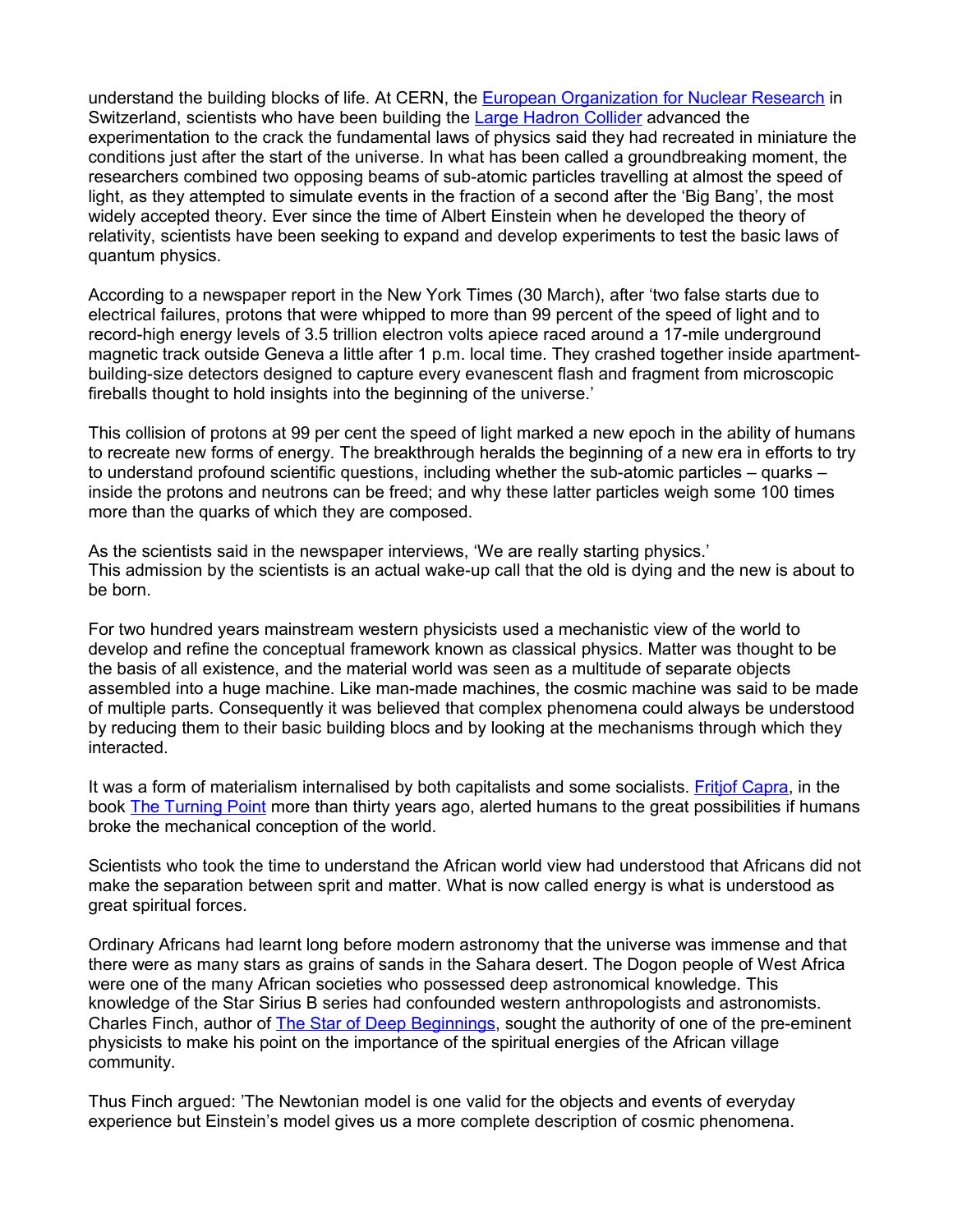understand the building blocks of life. At CERN, the [European Organization for Nuclear Research](#) in Switzerland, scientists who have been building the [Large Hadron Collider](#) advanced the experimentation to the crack the fundamental laws of physics said they had recreated in miniature the conditions just after the start of the universe. In what has been called a groundbreaking moment, the researchers combined two opposing beams of sub-atomic particles travelling at almost the speed of light, as they attempted to simulate events in the fraction of a second after the 'Big Bang', the most widely accepted theory. Ever since the time of Albert Einstein when he developed the theory of relativity, scientists have been seeking to expand and develop experiments to test the basic laws of quantum physics.

According to a newspaper report in the New York Times (30 March), after 'two false starts due to electrical failures, protons that were whipped to more than 99 percent of the speed of light and to record-high energy levels of 3.5 trillion electron volts apiece raced around a 17-mile underground magnetic track outside Geneva a little after 1 p.m. local time. They crashed together inside apartment-building-size detectors designed to capture every evanescent flash and fragment from microscopic fireballs thought to hold insights into the beginning of the universe.'

This collision of protons at 99 per cent the speed of light marked a new epoch in the ability of humans to recreate new forms of energy. The breakthrough heralds the beginning of a new era in efforts to try to understand profound scientific questions, including whether the sub-atomic particles – quarks – inside the protons and neutrons can be freed; and why these latter particles weigh some 100 times more than the quarks of which they are composed.

As the scientists said in the newspaper interviews, 'We are really starting physics.'
This admission by the scientists is an actual wake-up call that the old is dying and the new is about to be born.

For two hundred years mainstream western physicists used a mechanistic view of the world to develop and refine the conceptual framework known as classical physics. Matter was thought to be the basis of all existence, and the material world was seen as a multitude of separate objects assembled into a huge machine. Like man-made machines, the cosmic machine was said to be made of multiple parts. Consequently it was believed that complex phenomena could always be understood by reducing them to their basic building blocs and by looking at the mechanisms through which they interacted.

It was a form of materialism internalised by both capitalists and some socialists. [Fritjof Capra](#), in the book [The Turning Point](#) more than thirty years ago, alerted humans to the great possibilities if humans broke the mechanical conception of the world.

Scientists who took the time to understand the African world view had understood that Africans did not make the separation between sprit and matter. What is now called energy is what is understood as great spiritual forces.

Ordinary Africans had learnt long before modern astronomy that the universe was immense and that there were as many stars as grains of sands in the Sahara desert. The Dogon people of West Africa were one of the many African societies who possessed deep astronomical knowledge. This knowledge of the Star Sirius B series had confounded western anthropologists and astronomists. Charles Finch, author of [The Star of Deep Beginnings](#), sought the authority of one of the pre-eminent physicists to make his point on the importance of the spiritual energies of the African village community.

Thus Finch argued: 'The Newtonian model is one valid for the objects and events of everyday experience but Einstein's model gives us a more complete description of cosmic phenomena.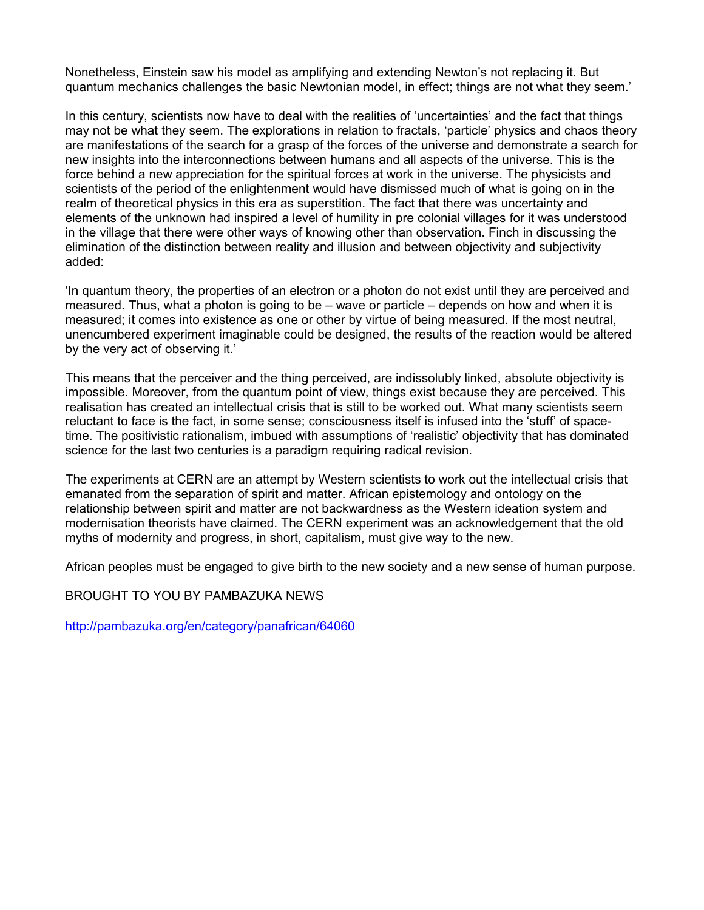Nonetheless, Einstein saw his model as amplifying and extending Newton's not replacing it. But quantum mechanics challenges the basic Newtonian model, in effect; things are not what they seem.'

In this century, scientists now have to deal with the realities of 'uncertainties' and the fact that things may not be what they seem. The explorations in relation to fractals, 'particle' physics and chaos theory are manifestations of the search for a grasp of the forces of the universe and demonstrate a search for new insights into the interconnections between humans and all aspects of the universe. This is the force behind a new appreciation for the spiritual forces at work in the universe. The physicists and scientists of the period of the enlightenment would have dismissed much of what is going on in the realm of theoretical physics in this era as superstition. The fact that there was uncertainty and elements of the unknown had inspired a level of humility in pre colonial villages for it was understood in the village that there were other ways of knowing other than observation. Finch in discussing the elimination of the distinction between reality and illusion and between objectivity and subjectivity added:

'In quantum theory, the properties of an electron or a photon do not exist until they are perceived and measured. Thus, what a photon is going to be – wave or particle – depends on how and when it is measured; it comes into existence as one or other by virtue of being measured. If the most neutral, unencumbered experiment imaginable could be designed, the results of the reaction would be altered by the very act of observing it.'

This means that the perceiver and the thing perceived, are indissolubly linked, absolute objectivity is impossible. Moreover, from the quantum point of view, things exist because they are perceived. This realisation has created an intellectual crisis that is still to be worked out. What many scientists seem reluctant to face is the fact, in some sense; consciousness itself is infused into the 'stuff' of space-time. The positivistic rationalism, imbued with assumptions of 'realistic' objectivity that has dominated science for the last two centuries is a paradigm requiring radical revision.

The experiments at CERN are an attempt by Western scientists to work out the intellectual crisis that emanated from the separation of spirit and matter. African epistemology and ontology on the relationship between spirit and matter are not backwardness as the Western ideation system and modernisation theorists have claimed. The CERN experiment was an acknowledgement that the old myths of modernity and progress, in short, capitalism, must give way to the new.

African peoples must be engaged to give birth to the new society and a new sense of human purpose.

BROUGHT TO YOU BY PAMBAZUKA NEWS

http://pambazuka.org/en/category/panafrican/64060